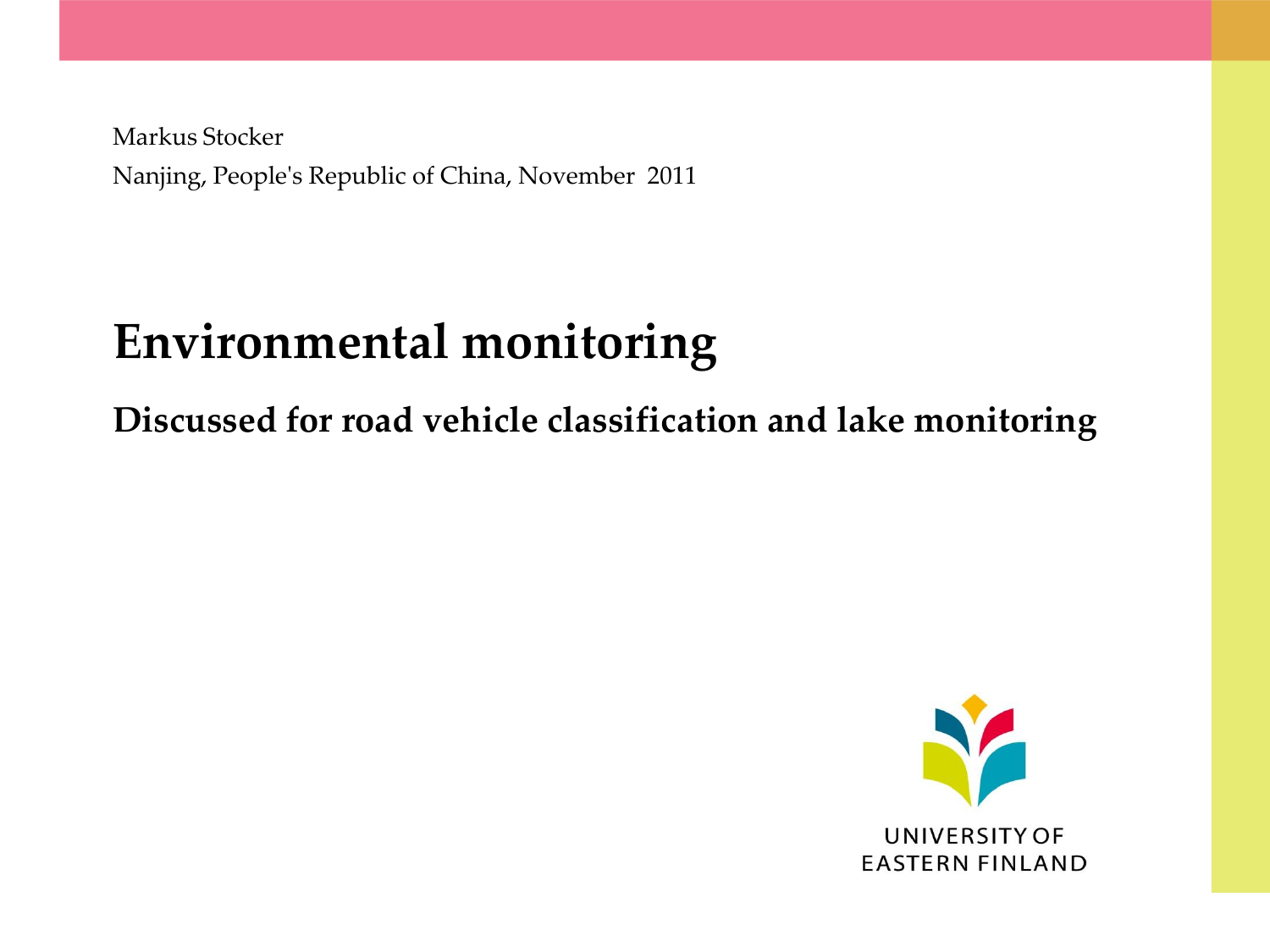Markus Stocker

Nanjing, People's Republic of China, November 2011

# Environmental monitoring

## Discussed for road vehicle classification and lake monitoring

UNIVERSITY OF EASTERN FINLAND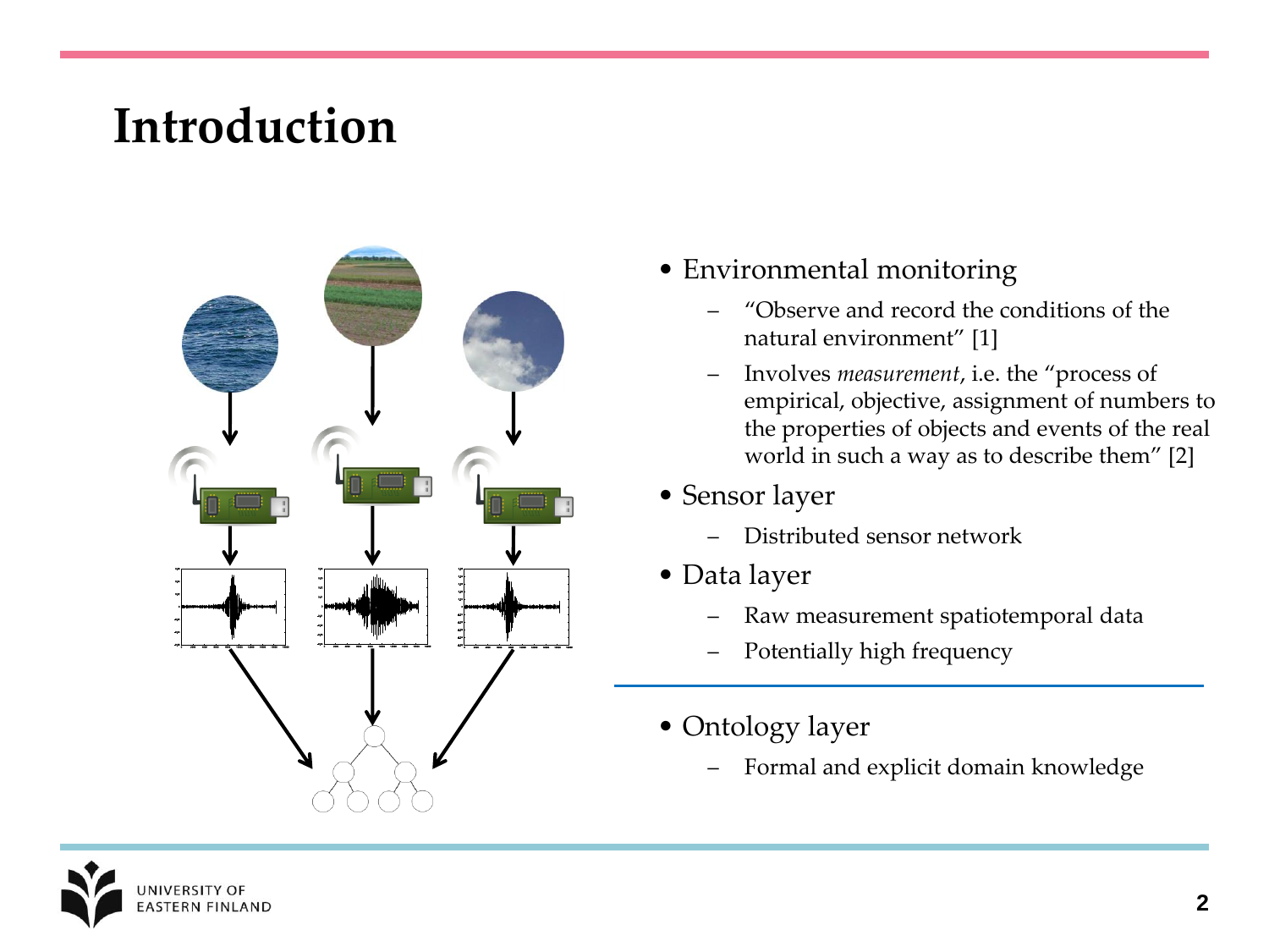# Introduction

- Environmental monitoring
  - "Observe and record the conditions of the natural environment" [1]
  - Involves *measurement*, i.e. the "process of empirical, objective, assignment of numbers to the properties of objects and events of the real world in such a way as to describe them" [2]
- Sensor layer
  - Distributed sensor network
- Data layer
  - Raw measurement spatiotemporal data
  - Potentially high frequency

---

- Ontology layer
  - Formal and explicit domain knowledge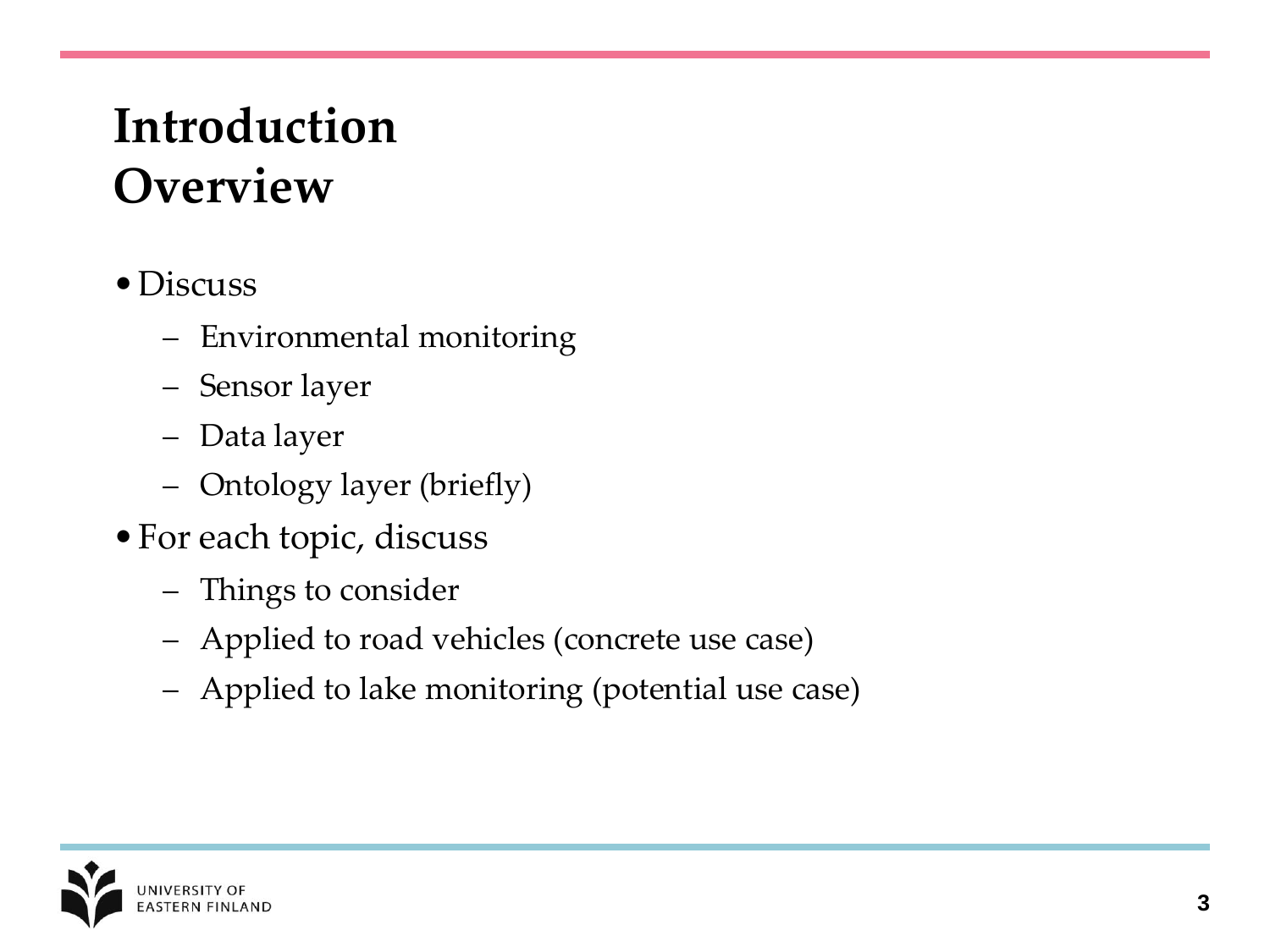# Introduction
# Overview

- Discuss
  - Environmental monitoring
  - Sensor layer
  - Data layer
  - Ontology layer (briefly)
- For each topic, discuss
  - Things to consider
  - Applied to road vehicles (concrete use case)
  - Applied to lake monitoring (potential use case)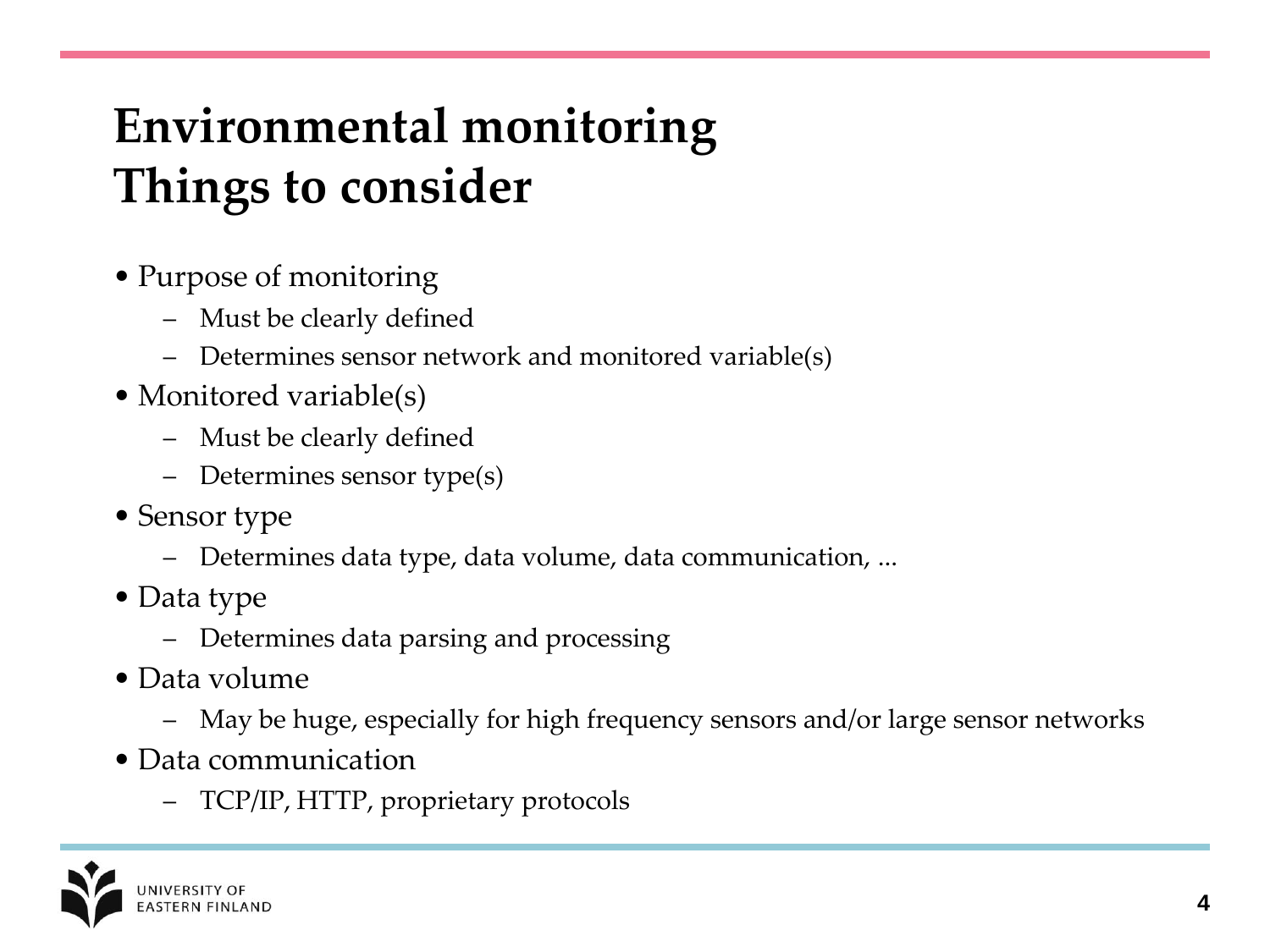# Environmental monitoring
# Things to consider

- Purpose of monitoring
  - Must be clearly defined
  - Determines sensor network and monitored variable(s)
- Monitored variable(s)
  - Must be clearly defined
  - Determines sensor type(s)
- Sensor type
  - Determines data type, data volume, data communication, ...
- Data type
  - Determines data parsing and processing
- Data volume
  - May be huge, especially for high frequency sensors and/or large sensor networks
- Data communication
  - TCP/IP, HTTP, proprietary protocols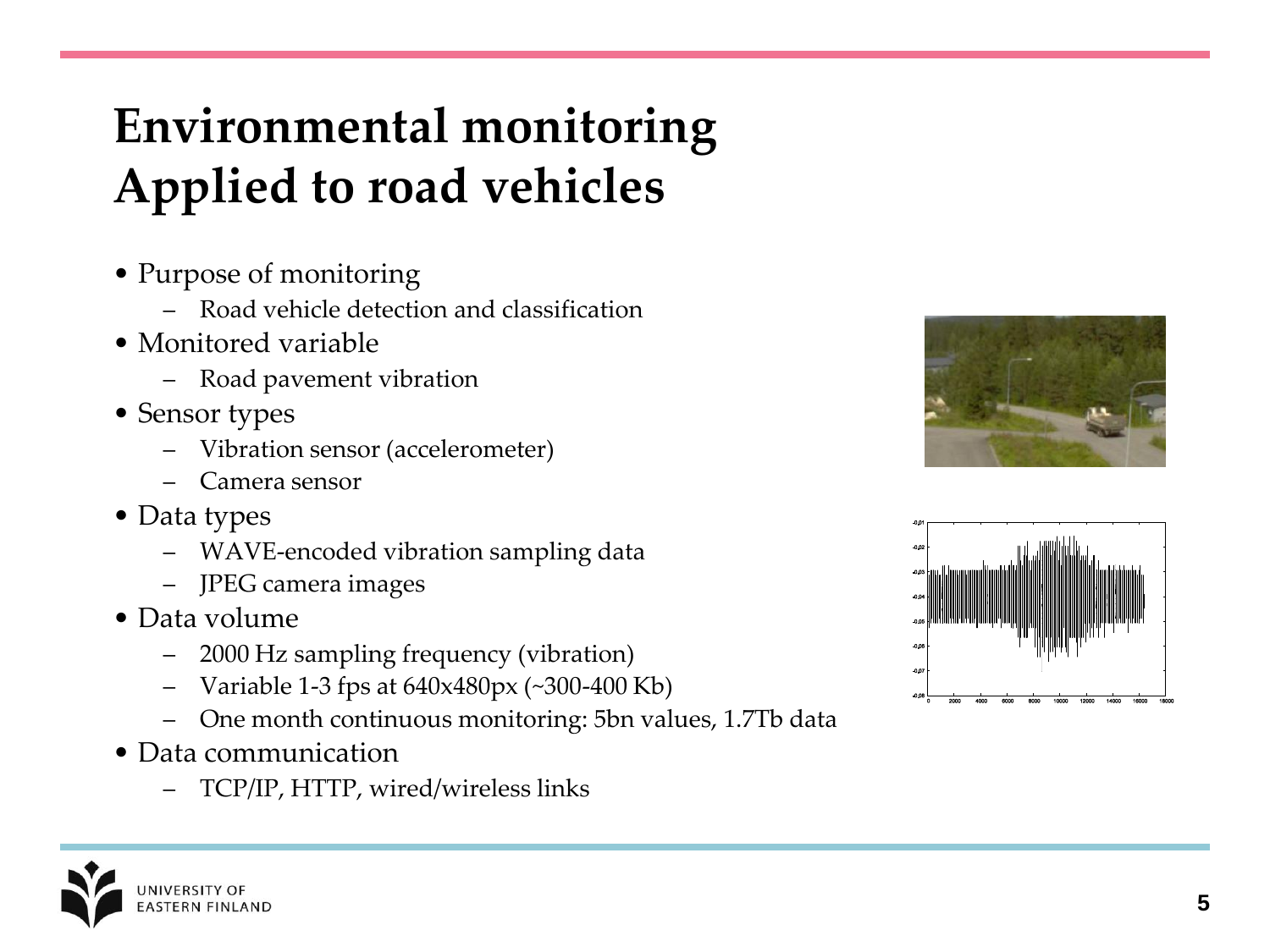# Environmental monitoring
# Applied to road vehicles

- Purpose of monitoring
  - Road vehicle detection and classification
- Monitored variable
  - Road pavement vibration
- Sensor types
  - Vibration sensor (accelerometer)
  - Camera sensor
- Data types
  - WAVE-encoded vibration sampling data
  - JPEG camera images
- Data volume
  - 2000 Hz sampling frequency (vibration)
  - Variable 1-3 fps at 640x480px (~300-400 Kb)
  - One month continuous monitoring: 5bn values, 1.7Tb data
- Data communication
  - TCP/IP, HTTP, wired/wireless links

-0.01
-0.02
-0.03
-0.04
-0.05
-0.06
-0.07
-0.08
0 2000 4000 6000 8000 10000 12000 14000 16000 18000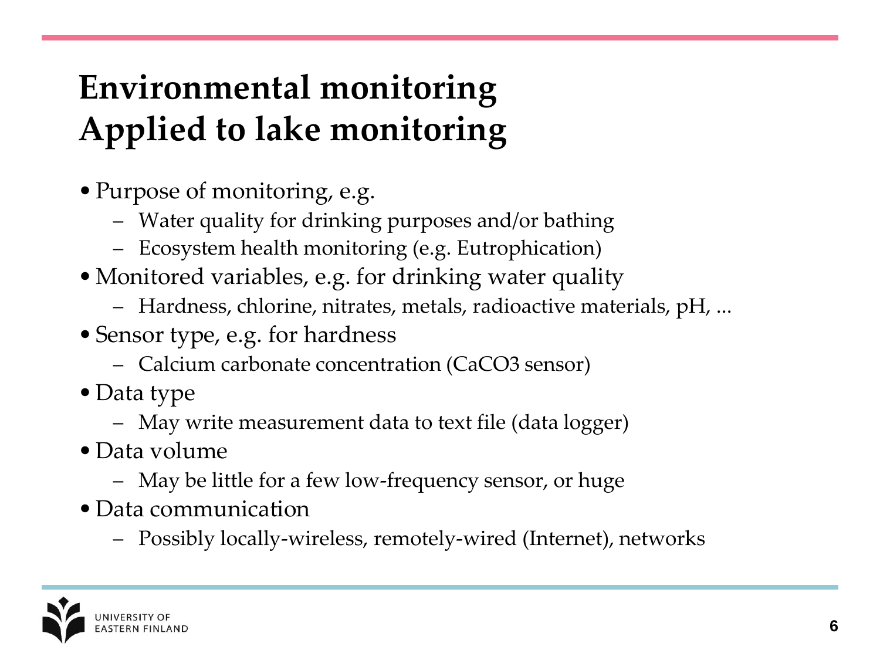# Environmental monitoring
# Applied to lake monitoring

- Purpose of monitoring, e.g.
  - Water quality for drinking purposes and/or bathing
  - Ecosystem health monitoring (e.g. Eutrophication)
- Monitored variables, e.g. for drinking water quality
  - Hardness, chlorine, nitrates, metals, radioactive materials, pH, ...
- Sensor type, e.g. for hardness
  - Calcium carbonate concentration ($CaCO_3$ sensor)
- Data type
  - May write measurement data to text file (data logger)
- Data volume
  - May be little for a few low-frequency sensor, or huge
- Data communication
  - Possibly locally-wireless, remotely-wired (Internet), networks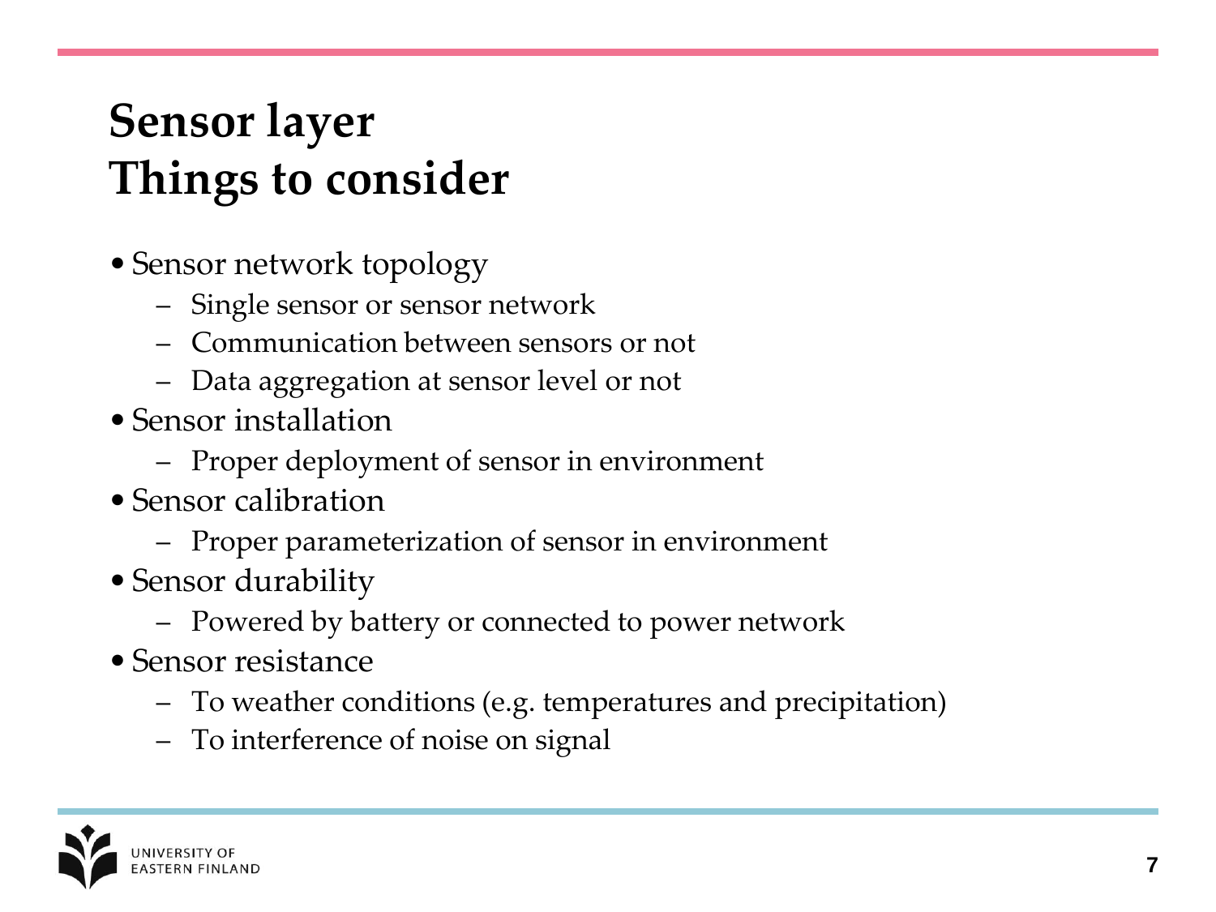# Sensor layer
# Things to consider

- Sensor network topology
  - Single sensor or sensor network
  - Communication between sensors or not
  - Data aggregation at sensor level or not
- Sensor installation
  - Proper deployment of sensor in environment
- Sensor calibration
  - Proper parameterization of sensor in environment
- Sensor durability
  - Powered by battery or connected to power network
- Sensor resistance
  - To weather conditions (e.g. temperatures and precipitation)
  - To interference of noise on signal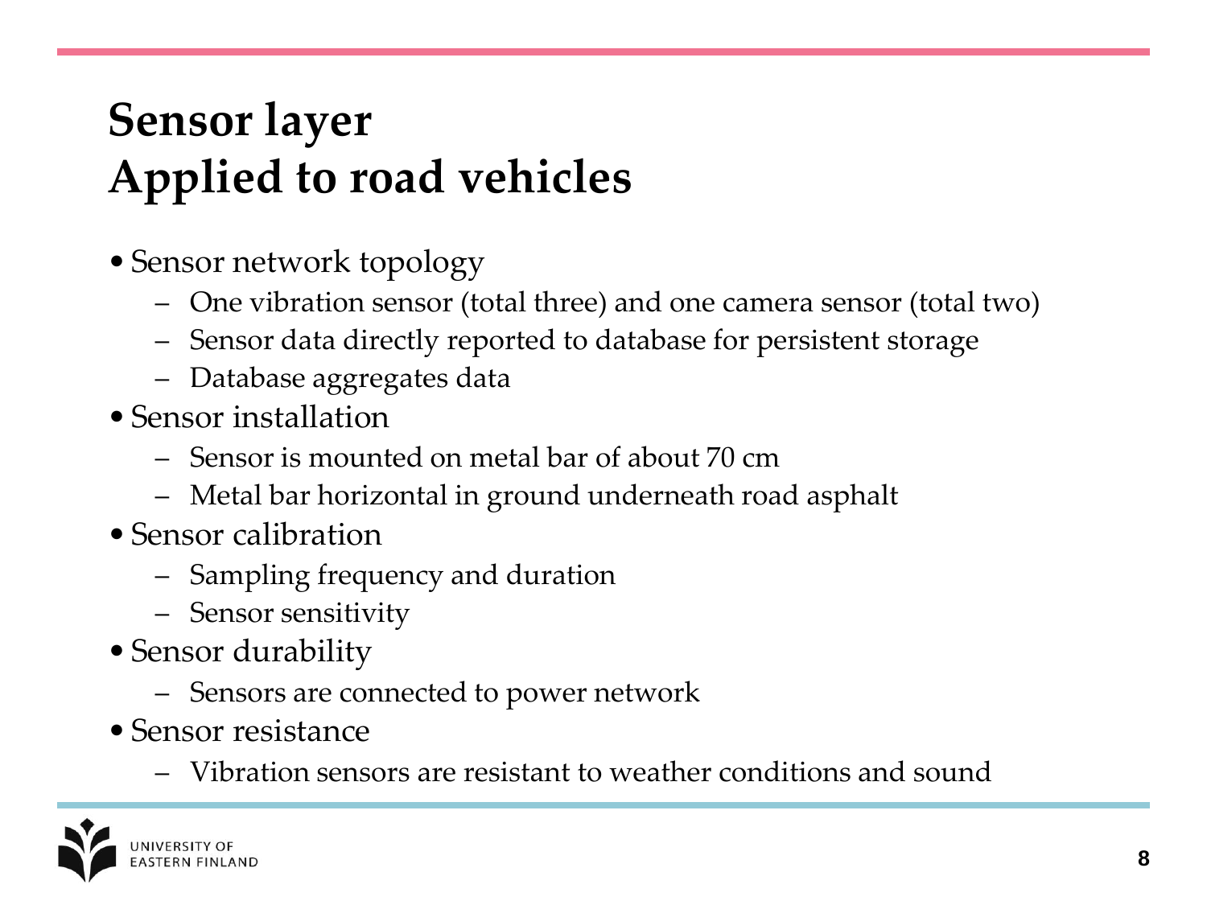# Sensor layer
# Applied to road vehicles

- Sensor network topology
  - One vibration sensor (total three) and one camera sensor (total two)
  - Sensor data directly reported to database for persistent storage
  - Database aggregates data
- Sensor installation
  - Sensor is mounted on metal bar of about 70 cm
  - Metal bar horizontal in ground underneath road asphalt
- Sensor calibration
  - Sampling frequency and duration
  - Sensor sensitivity
- Sensor durability
  - Sensors are connected to power network
- Sensor resistance
  - Vibration sensors are resistant to weather conditions and sound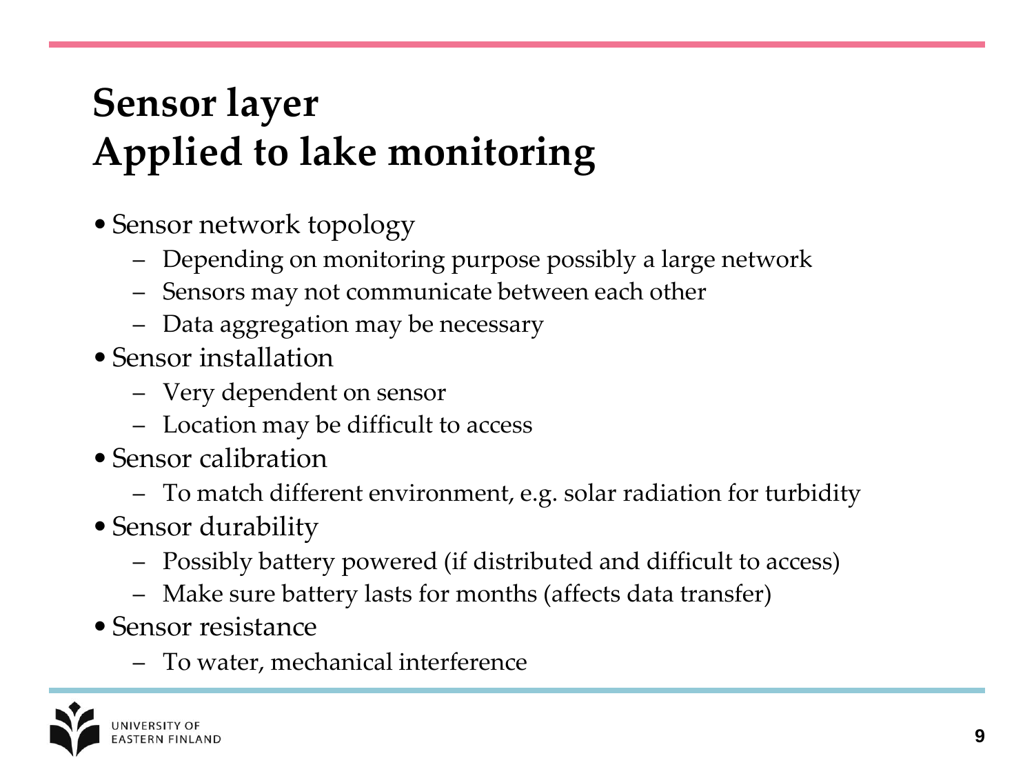# Sensor layer
# Applied to lake monitoring

- Sensor network topology
  - Depending on monitoring purpose possibly a large network
  - Sensors may not communicate between each other
  - Data aggregation may be necessary
- Sensor installation
  - Very dependent on sensor
  - Location may be difficult to access
- Sensor calibration
  - To match different environment, e.g. solar radiation for turbidity
- Sensor durability
  - Possibly battery powered (if distributed and difficult to access)
  - Make sure battery lasts for months (affects data transfer)
- Sensor resistance
  - To water, mechanical interference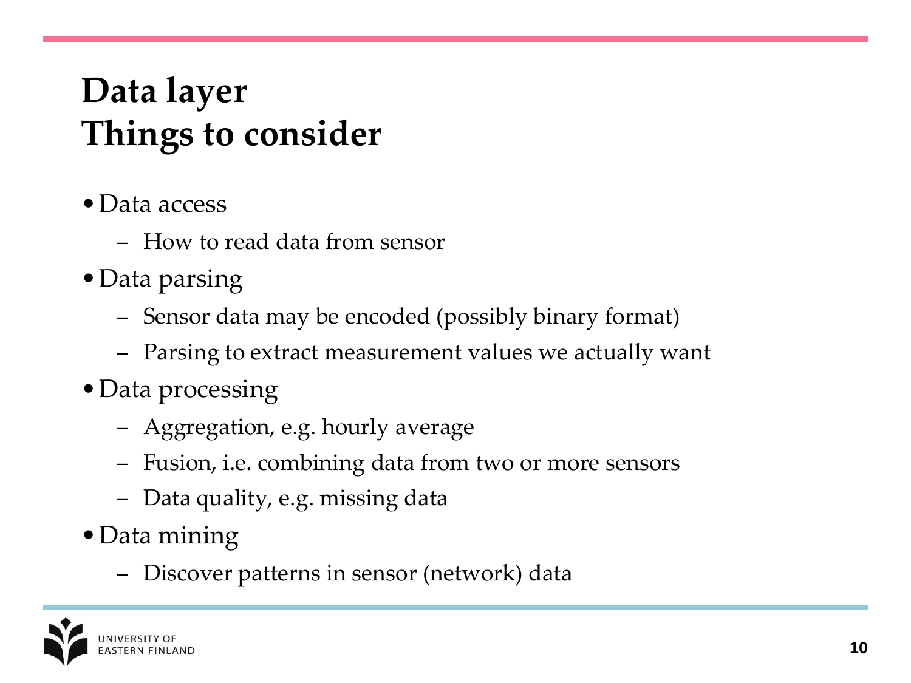# Data layer
# Things to consider

- Data access
  - How to read data from sensor
- Data parsing
  - Sensor data may be encoded (possibly binary format)
  - Parsing to extract measurement values we actually want
- Data processing
  - Aggregation, e.g. hourly average
  - Fusion, i.e. combining data from two or more sensors
  - Data quality, e.g. missing data
- Data mining
  - Discover patterns in sensor (network) data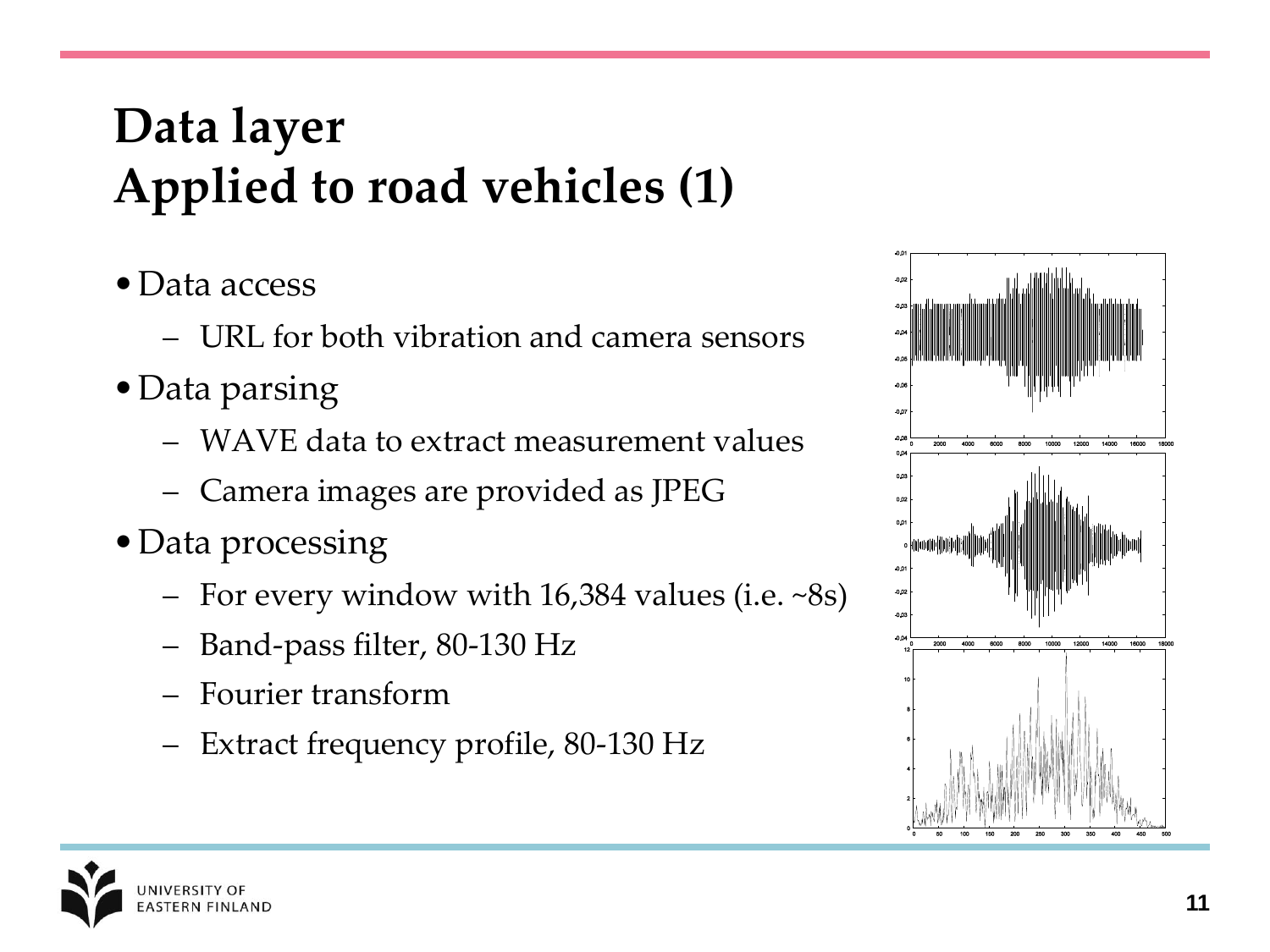# Data layer
# Applied to road vehicles (1)

- Data access
  - URL for both vibration and camera sensors
- Data parsing
  - WAVE data to extract measurement values
  - Camera images are provided as JPEG
- Data processing
  - For every window with 16,384 values (i.e. ~8s)
  - Band-pass filter, 80-130 Hz
  - Fourier transform
  - Extract frequency profile, 80-130 Hz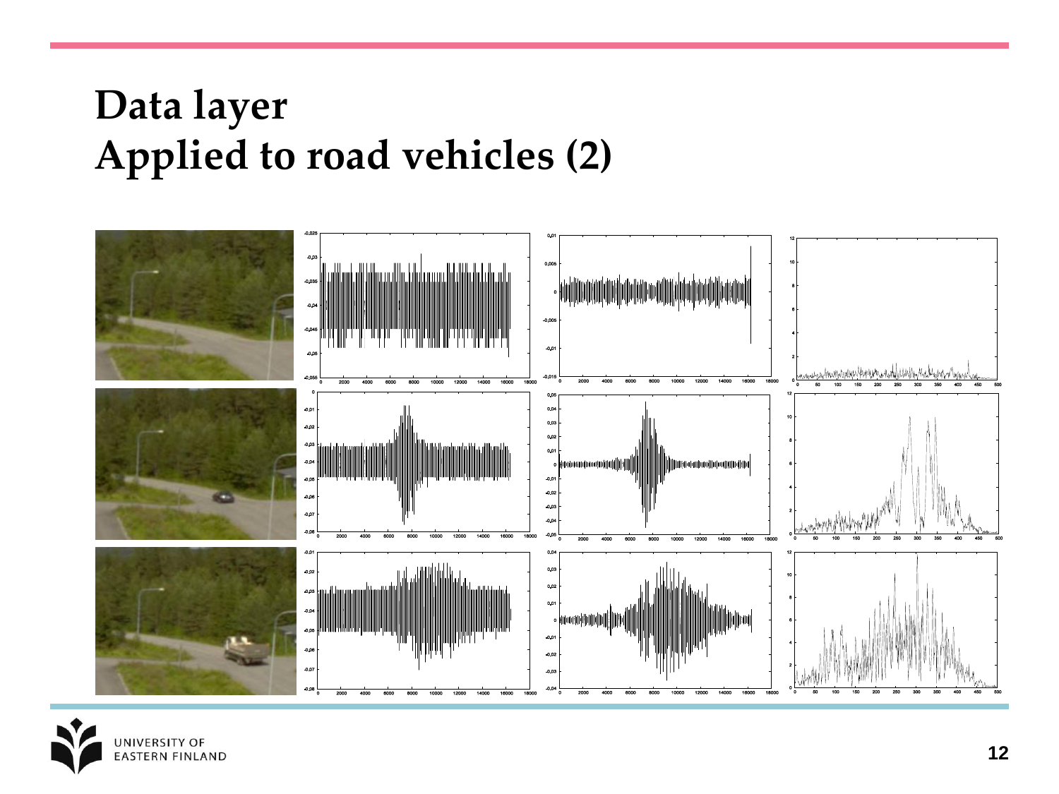# Data layer
## Applied to road vehicles (2)

-0,025
-0,03
-0,035
-0,04
-0,045
-0,05
-0,055
0 2000 4000 6000 8000 10000 12000 14000 16000 18000

0,01
0,005
0
-0,005
-0,01
-0,015
0 2000 4000 6000 8000 10000 12000 14000 16000 18000

12
10
8
6
4
2
0
0 50 100 150 200 250 300 350 400 450 500

0
-0,01
-0,02
-0,03
-0,04
-0,05
-0,06
-0,07
-0,08
0 2000 4000 6000 8000 10000 12000 14000 16000 18000

0,05
0,04
0,03
0,02
0,01
0
-0,01
-0,02
-0,03
-0,04
-0,05
0 2000 4000 6000 8000 10000 12000 14000 16000 18000

12
10
8
6
4
2
0
0 50 100 150 200 250 300 350 400 450 500

-0,01
-0,02
-0,03
-0,04
-0,05
-0,06
-0,07
-0,08
0 2000 4000 6000 8000 10000 12000 14000 16000 18000

0,04
0,03
0,02
0,01
0
-0,01
-0,02
-0,03
-0,04
0 2000 4000 6000 8000 10000 12000 14000 16000 18000

12
10
8
6
4
2
0
0 50 100 150 200 250 300 350 400 450 500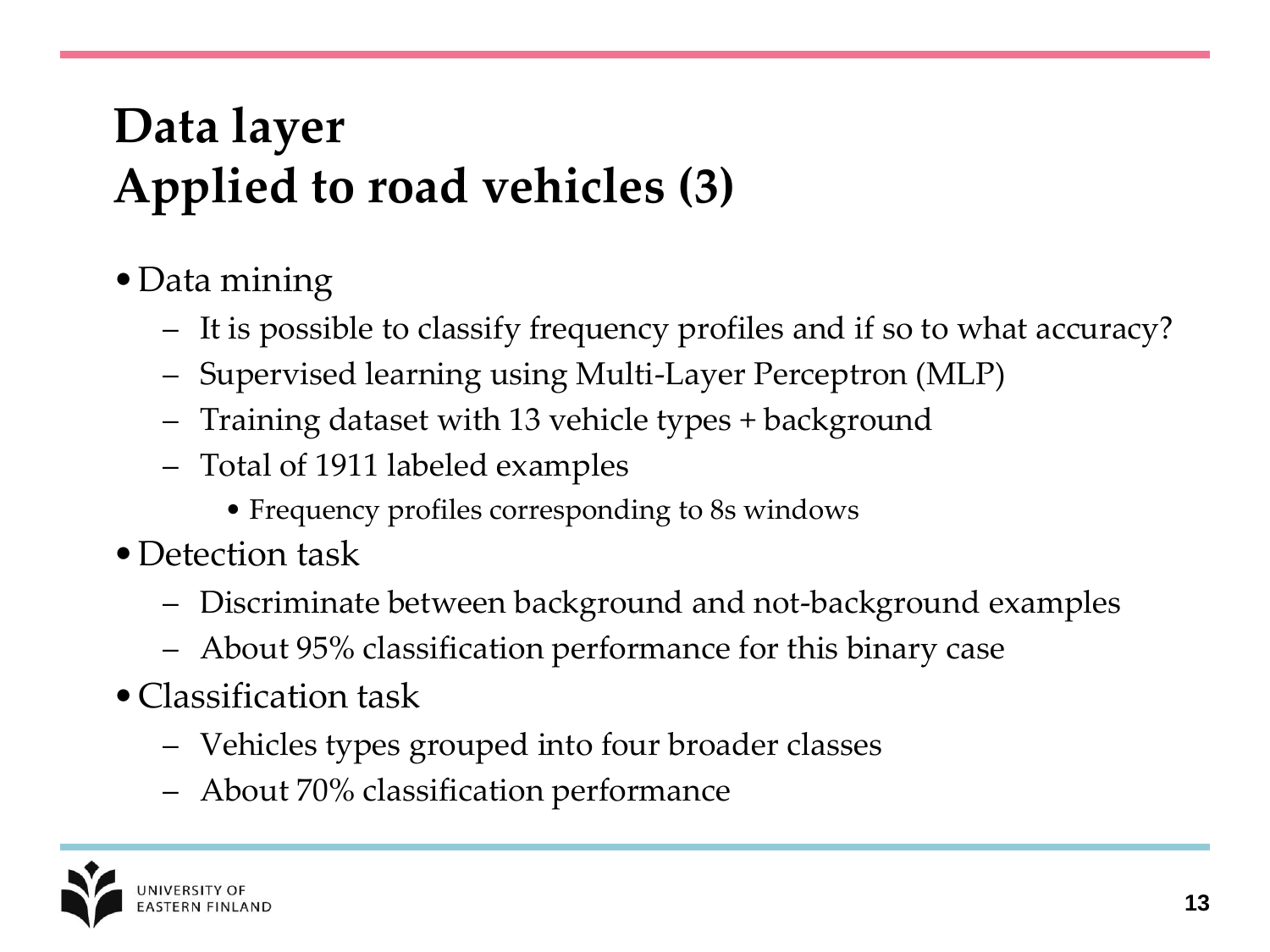# Data layer
# Applied to road vehicles (3)

- Data mining
  - It is possible to classify frequency profiles and if so to what accuracy?
  - Supervised learning using Multi-Layer Perceptron (MLP)
  - Training dataset with 13 vehicle types + background
  - Total of 1911 labeled examples
    - Frequency profiles corresponding to 8s windows
- Detection task
  - Discriminate between background and not-background examples
  - About 95% classification performance for this binary case
- Classification task
  - Vehicles types grouped into four broader classes
  - About 70% classification performance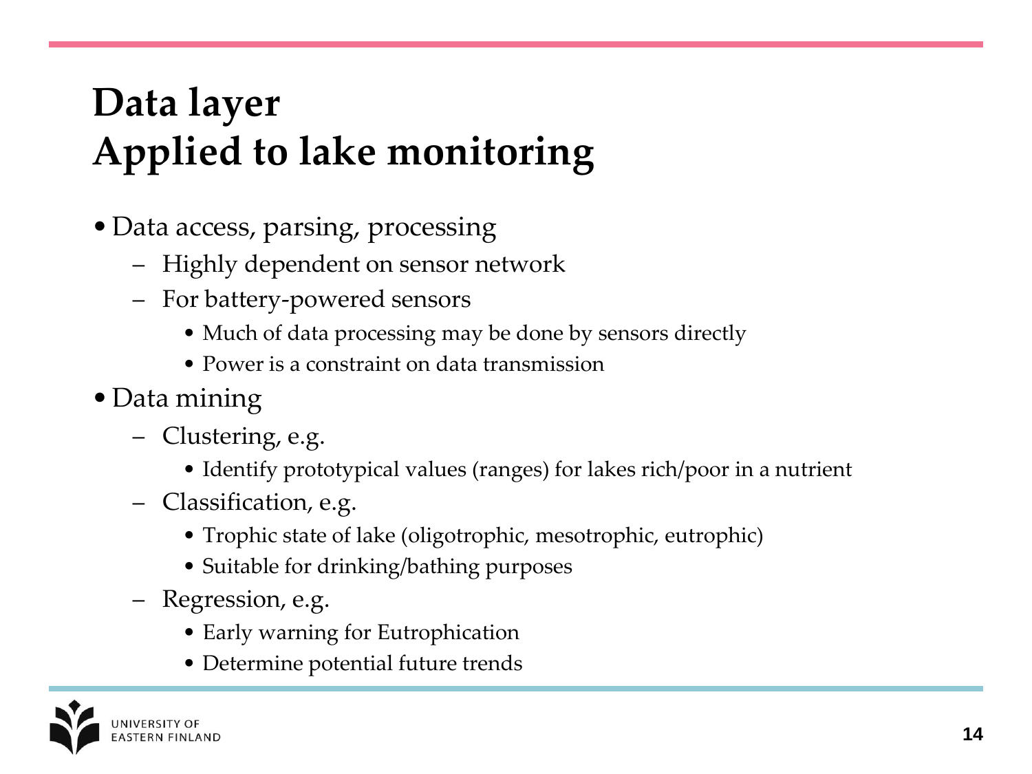# Data layer
# Applied to lake monitoring

- Data access, parsing, processing
  - Highly dependent on sensor network
  - For battery-powered sensors
    - Much of data processing may be done by sensors directly
    - Power is a constraint on data transmission
- Data mining
  - Clustering, e.g.
    - Identify prototypical values (ranges) for lakes rich/poor in a nutrient
  - Classification, e.g.
    - Trophic state of lake (oligotrophic, mesotrophic, eutrophic)
    - Suitable for drinking/bathing purposes
  - Regression, e.g.
    - Early warning for Eutrophication
    - Determine potential future trends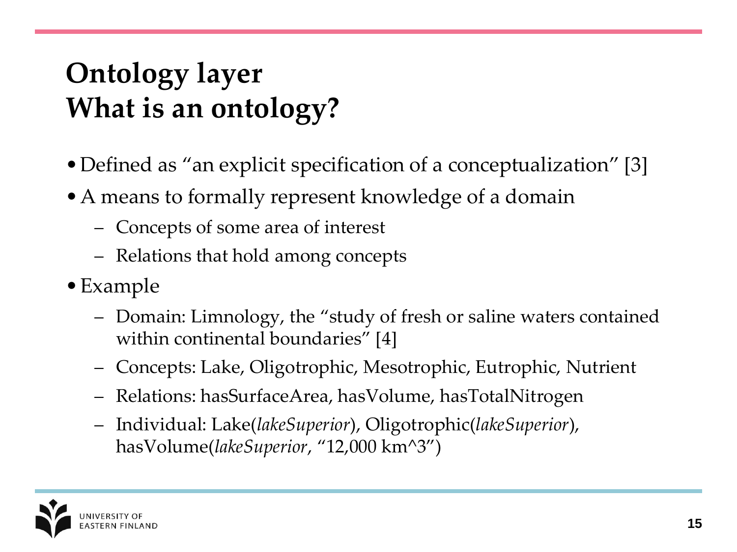# Ontology layer
# What is an ontology?

- Defined as "an explicit specification of a conceptualization" [3]
- A means to formally represent knowledge of a domain
  - Concepts of some area of interest
  - Relations that hold among concepts
- Example
  - Domain: Limnology, the "study of fresh or saline waters contained within continental boundaries" [4]
  - Concepts: Lake, Oligotrophic, Mesotrophic, Eutrophic, Nutrient
  - Relations: hasSurfaceArea, hasVolume, hasTotalNitrogen
  - Individual: Lake(*lakeSuperior*), Oligotrophic(*lakeSuperior*), hasVolume(*lakeSuperior*, "12,000 km^3")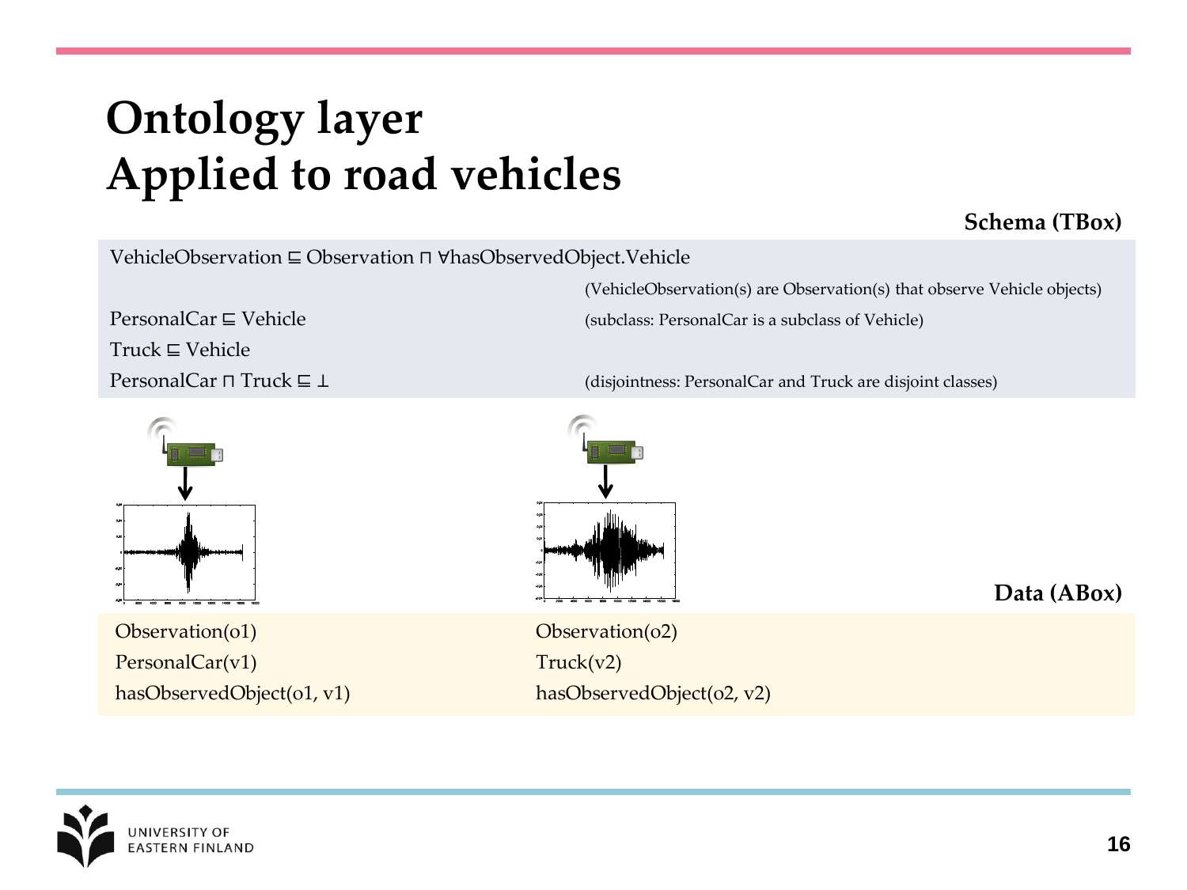# Ontology layer
# Applied to road vehicles

**Schema (TBox)**

VehicleObservation ⊑ Observation ⊓ ∀hasObservedObject.Vehicle

(VehicleObservation(s) are Observation(s) that observe Vehicle objects)

PersonalCar ⊑ Vehicle (subclass: PersonalCar is a subclass of Vehicle)

Truck ⊑ Vehicle

PersonalCar ⊓ Truck ⊑ ⊥ (disjointness: PersonalCar and Truck are disjoint classes)

**Data (ABox)**

Observation(o1)
PersonalCar(v1)
hasObservedObject(o1, v1)

Observation(o2)
Truck(v2)
hasObservedObject(o2, v2)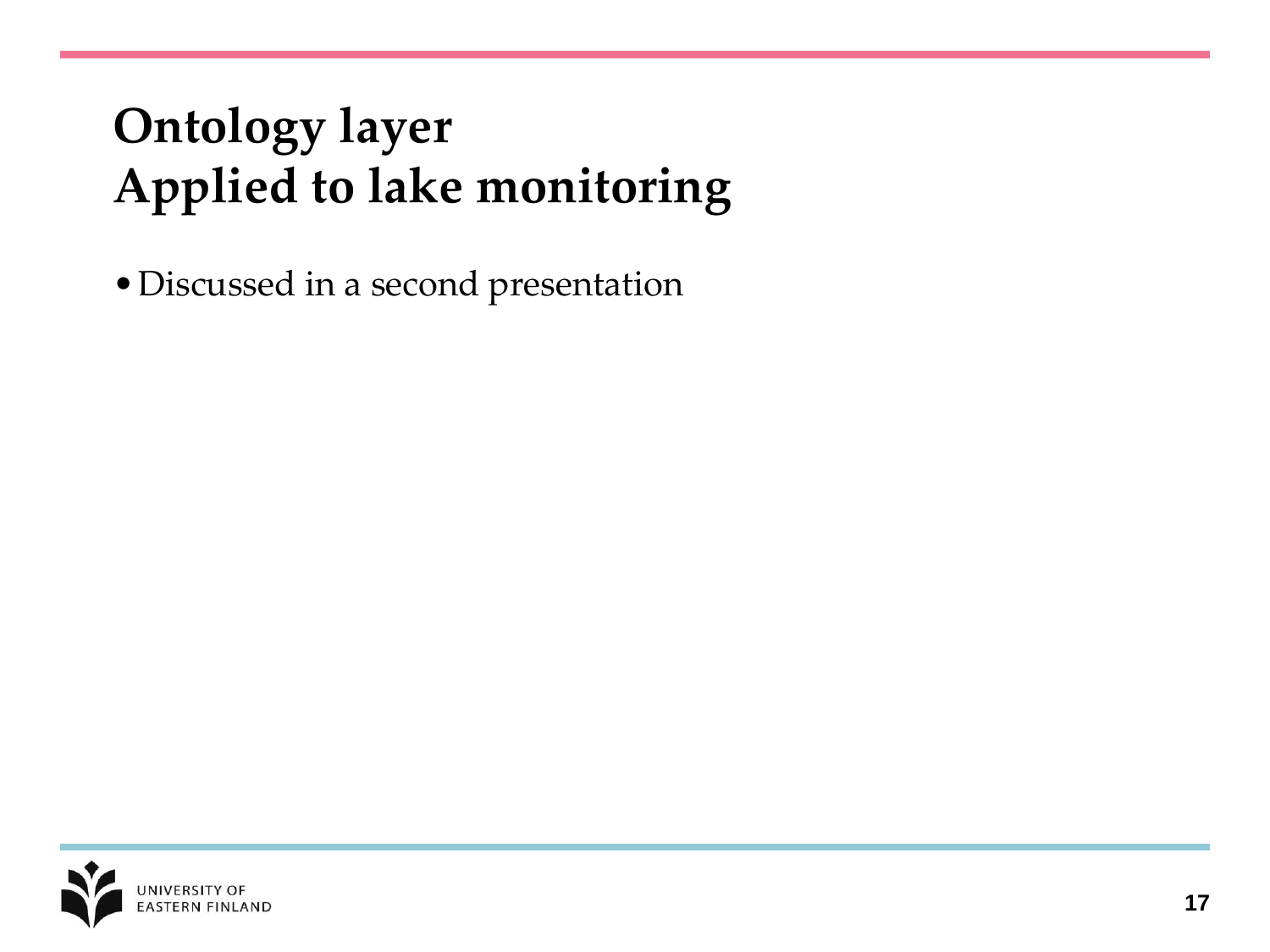# Ontology layer
# Applied to lake monitoring

- Discussed in a second presentation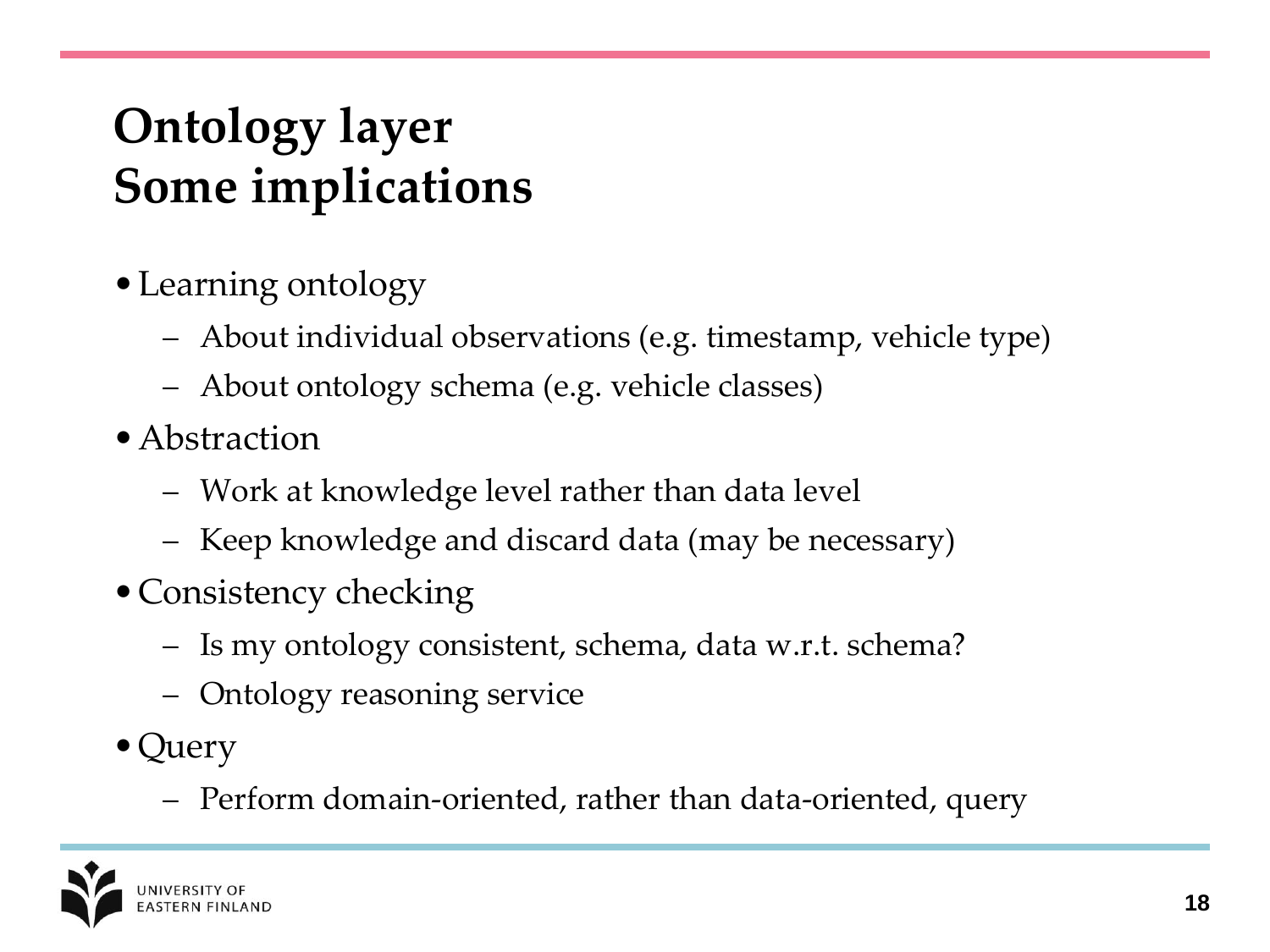# Ontology layer
# Some implications

- Learning ontology
  - About individual observations (e.g. timestamp, vehicle type)
  - About ontology schema (e.g. vehicle classes)
- Abstraction
  - Work at knowledge level rather than data level
  - Keep knowledge and discard data (may be necessary)
- Consistency checking
  - Is my ontology consistent, schema, data w.r.t. schema?
  - Ontology reasoning service
- Query
  - Perform domain-oriented, rather than data-oriented, query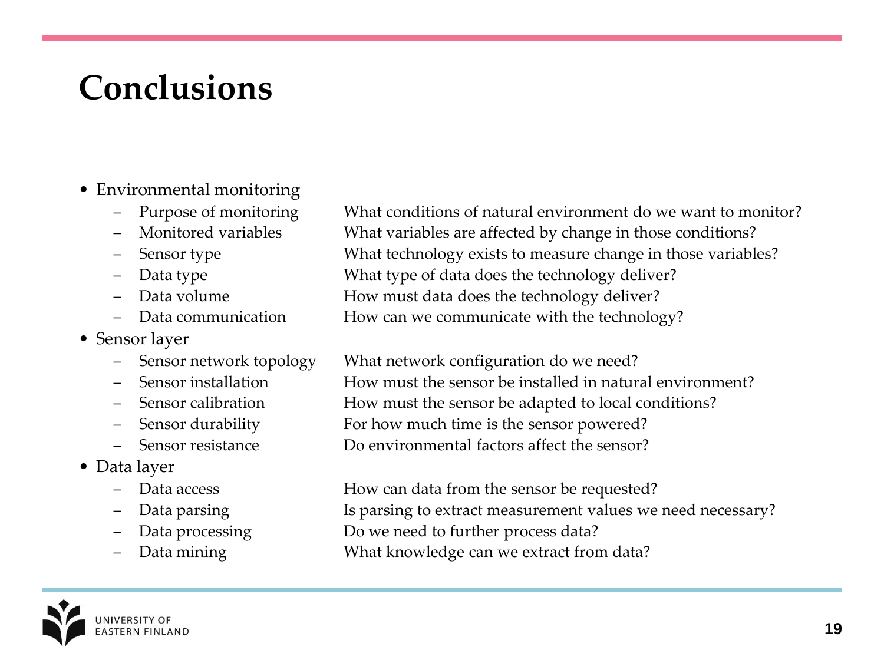# Conclusions

- Environmental monitoring
  - Purpose of monitoring — What conditions of natural environment do we want to monitor?
  - Monitored variables — What variables are affected by change in those conditions?
  - Sensor type — What technology exists to measure change in those variables?
  - Data type — What type of data does the technology deliver?
  - Data volume — How must data does the technology deliver?
  - Data communication — How can we communicate with the technology?
- Sensor layer
  - Sensor network topology — What network configuration do we need?
  - Sensor installation — How must the sensor be installed in natural environment?
  - Sensor calibration — How must the sensor be adapted to local conditions?
  - Sensor durability — For how much time is the sensor powered?
  - Sensor resistance — Do environmental factors affect the sensor?
- Data layer
  - Data access — How can data from the sensor be requested?
  - Data parsing — Is parsing to extract measurement values we need necessary?
  - Data processing — Do we need to further process data?
  - Data mining — What knowledge can we extract from data?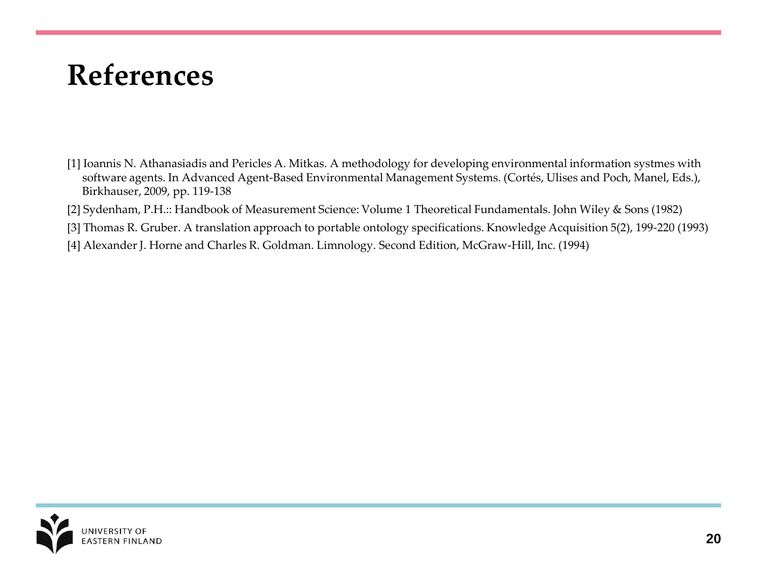# References

[1] Ioannis N. Athanasiadis and Pericles A. Mitkas. A methodology for developing environmental information systmes with software agents. In Advanced Agent-Based Environmental Management Systems. (Cortés, Ulises and Poch, Manel, Eds.), Birkhauser, 2009, pp. 119-138

[2] Sydenham, P.H.:: Handbook of Measurement Science: Volume 1 Theoretical Fundamentals. John Wiley & Sons (1982)

[3] Thomas R. Gruber. A translation approach to portable ontology specifications. Knowledge Acquisition 5(2), 199-220 (1993)

[4] Alexander J. Horne and Charles R. Goldman. Limnology. Second Edition, McGraw-Hill, Inc. (1994)